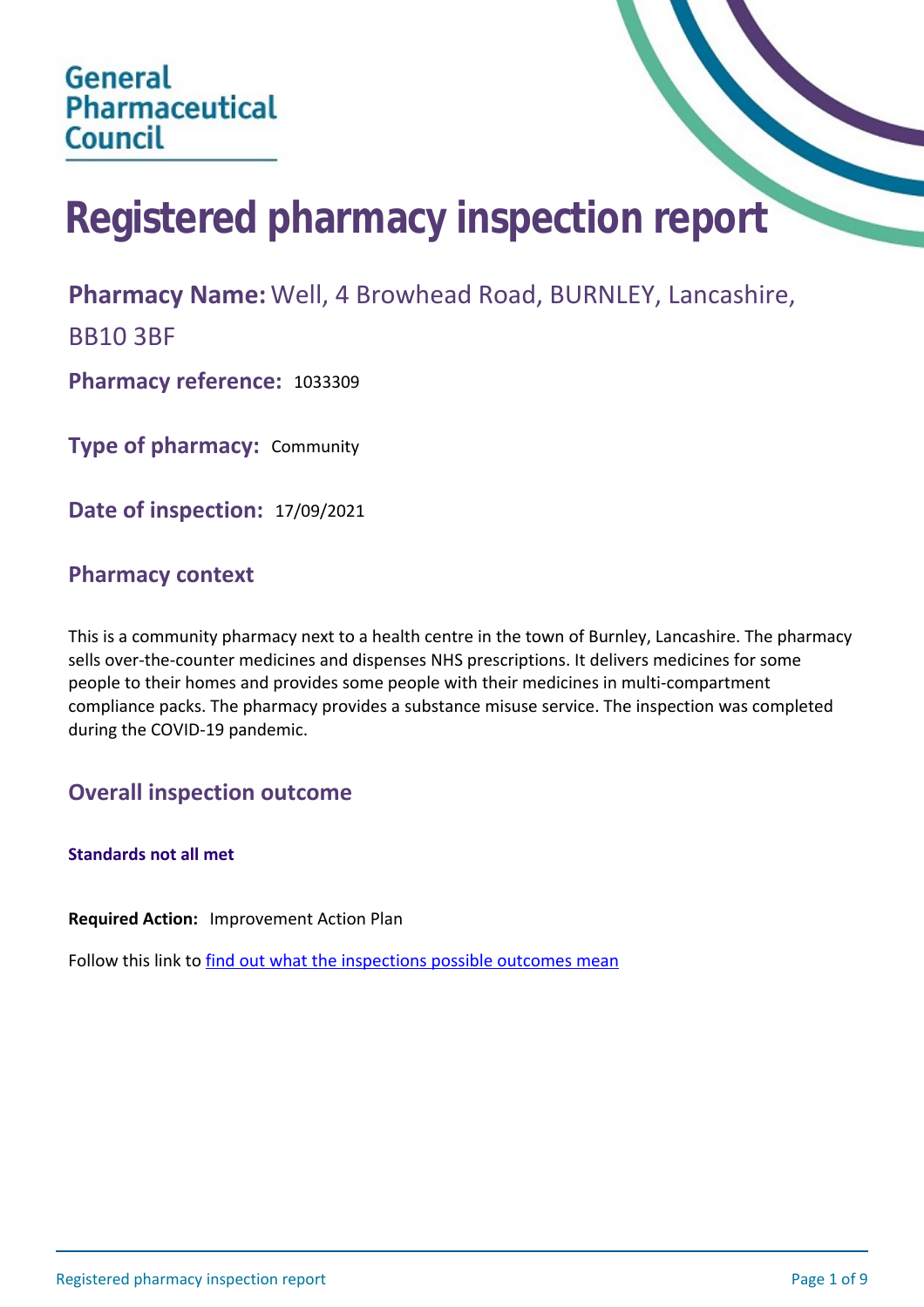General Pharmaceutical Council

# Registered pharmacy inspection report

**Pharmacy Name:** Well, 4 Browhead Road, BURNLEY, Lancashire, BB10 3BF

**Pharmacy reference:** 1033309

**Type of pharmacy:** Community

**Date of inspection:** 17/09/2021

## Pharmacy context

This is a community pharmacy next to a health centre in the town of Burnley, Lancashire. The pharmacy sells over-the-counter medicines and dispenses NHS prescriptions. It delivers medicines for some people to their homes and provides some people with their medicines in multi-compartment compliance packs. The pharmacy provides a substance misuse service. The inspection was completed during the COVID-19 pandemic.

## Overall inspection outcome

**Standards not all met**

**Required Action:** Improvement Action Plan

Follow this link to find out what the inspections possible outcomes mean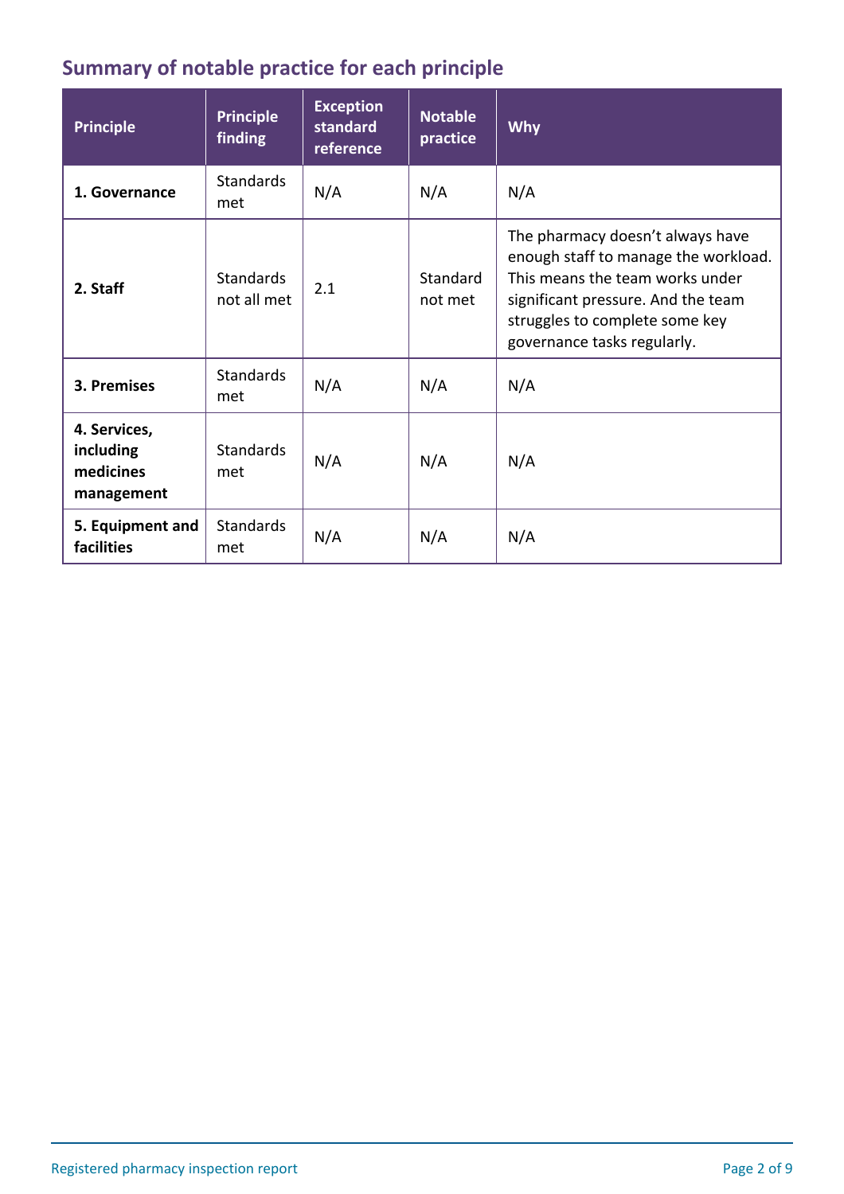## Summary of notable practice for each principle

| Principle | Principle finding | Exception standard reference | Notable practice | Why |
|---|---|---|---|---|
| **1. Governance** | Standards met | N/A | N/A | N/A |
| **2. Staff** | Standards not all met | 2.1 | Standard not met | The pharmacy doesn't always have enough staff to manage the workload. This means the team works under significant pressure. And the team struggles to complete some key governance tasks regularly. |
| **3. Premises** | Standards met | N/A | N/A | N/A |
| **4. Services, including medicines management** | Standards met | N/A | N/A | N/A |
| **5. Equipment and facilities** | Standards met | N/A | N/A | N/A |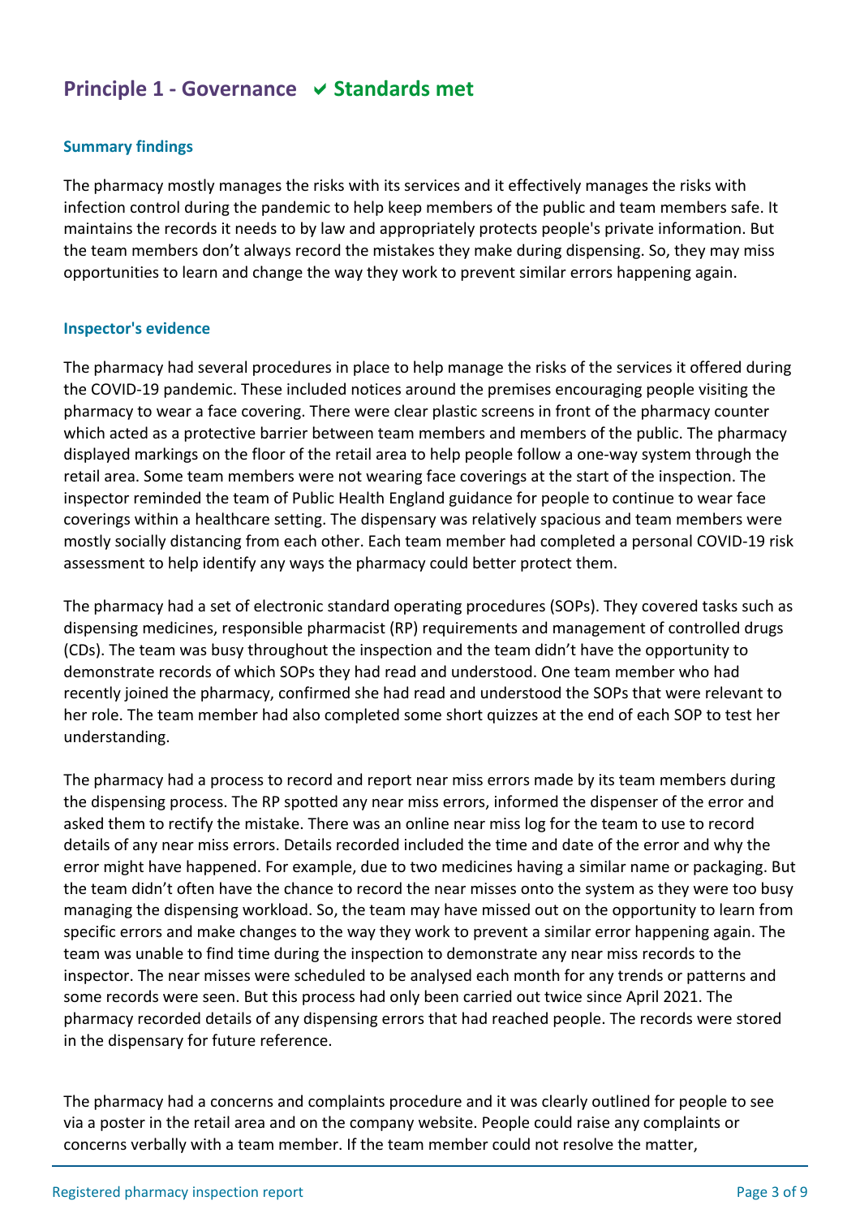## Principle 1 - Governance ✔ Standards met

### Summary findings

The pharmacy mostly manages the risks with its services and it effectively manages the risks with infection control during the pandemic to help keep members of the public and team members safe. It maintains the records it needs to by law and appropriately protects people's private information. But the team members don't always record the mistakes they make during dispensing. So, they may miss opportunities to learn and change the way they work to prevent similar errors happening again.

### Inspector's evidence

The pharmacy had several procedures in place to help manage the risks of the services it offered during the COVID-19 pandemic. These included notices around the premises encouraging people visiting the pharmacy to wear a face covering. There were clear plastic screens in front of the pharmacy counter which acted as a protective barrier between team members and members of the public. The pharmacy displayed markings on the floor of the retail area to help people follow a one-way system through the retail area. Some team members were not wearing face coverings at the start of the inspection. The inspector reminded the team of Public Health England guidance for people to continue to wear face coverings within a healthcare setting. The dispensary was relatively spacious and team members were mostly socially distancing from each other. Each team member had completed a personal COVID-19 risk assessment to help identify any ways the pharmacy could better protect them.

The pharmacy had a set of electronic standard operating procedures (SOPs). They covered tasks such as dispensing medicines, responsible pharmacist (RP) requirements and management of controlled drugs (CDs). The team was busy throughout the inspection and the team didn't have the opportunity to demonstrate records of which SOPs they had read and understood. One team member who had recently joined the pharmacy, confirmed she had read and understood the SOPs that were relevant to her role. The team member had also completed some short quizzes at the end of each SOP to test her understanding.

The pharmacy had a process to record and report near miss errors made by its team members during the dispensing process. The RP spotted any near miss errors, informed the dispenser of the error and asked them to rectify the mistake. There was an online near miss log for the team to use to record details of any near miss errors. Details recorded included the time and date of the error and why the error might have happened. For example, due to two medicines having a similar name or packaging. But the team didn't often have the chance to record the near misses onto the system as they were too busy managing the dispensing workload. So, the team may have missed out on the opportunity to learn from specific errors and make changes to the way they work to prevent a similar error happening again. The team was unable to find time during the inspection to demonstrate any near miss records to the inspector. The near misses were scheduled to be analysed each month for any trends or patterns and some records were seen. But this process had only been carried out twice since April 2021. The pharmacy recorded details of any dispensing errors that had reached people. The records were stored in the dispensary for future reference.

The pharmacy had a concerns and complaints procedure and it was clearly outlined for people to see via a poster in the retail area and on the company website. People could raise any complaints or concerns verbally with a team member. If the team member could not resolve the matter,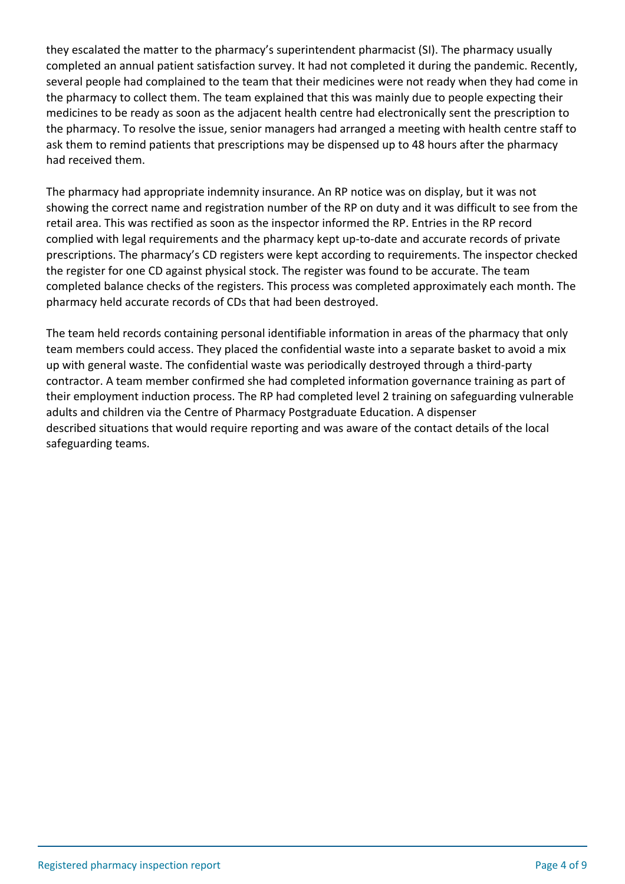they escalated the matter to the pharmacy's superintendent pharmacist (SI). The pharmacy usually completed an annual patient satisfaction survey. It had not completed it during the pandemic. Recently, several people had complained to the team that their medicines were not ready when they had come in the pharmacy to collect them. The team explained that this was mainly due to people expecting their medicines to be ready as soon as the adjacent health centre had electronically sent the prescription to the pharmacy. To resolve the issue, senior managers had arranged a meeting with health centre staff to ask them to remind patients that prescriptions may be dispensed up to 48 hours after the pharmacy had received them.

The pharmacy had appropriate indemnity insurance. An RP notice was on display, but it was not showing the correct name and registration number of the RP on duty and it was difficult to see from the retail area. This was rectified as soon as the inspector informed the RP. Entries in the RP record complied with legal requirements and the pharmacy kept up-to-date and accurate records of private prescriptions. The pharmacy's CD registers were kept according to requirements. The inspector checked the register for one CD against physical stock. The register was found to be accurate. The team completed balance checks of the registers. This process was completed approximately each month. The pharmacy held accurate records of CDs that had been destroyed.

The team held records containing personal identifiable information in areas of the pharmacy that only team members could access. They placed the confidential waste into a separate basket to avoid a mix up with general waste. The confidential waste was periodically destroyed through a third-party contractor. A team member confirmed she had completed information governance training as part of their employment induction process. The RP had completed level 2 training on safeguarding vulnerable adults and children via the Centre of Pharmacy Postgraduate Education. A dispenser described situations that would require reporting and was aware of the contact details of the local safeguarding teams.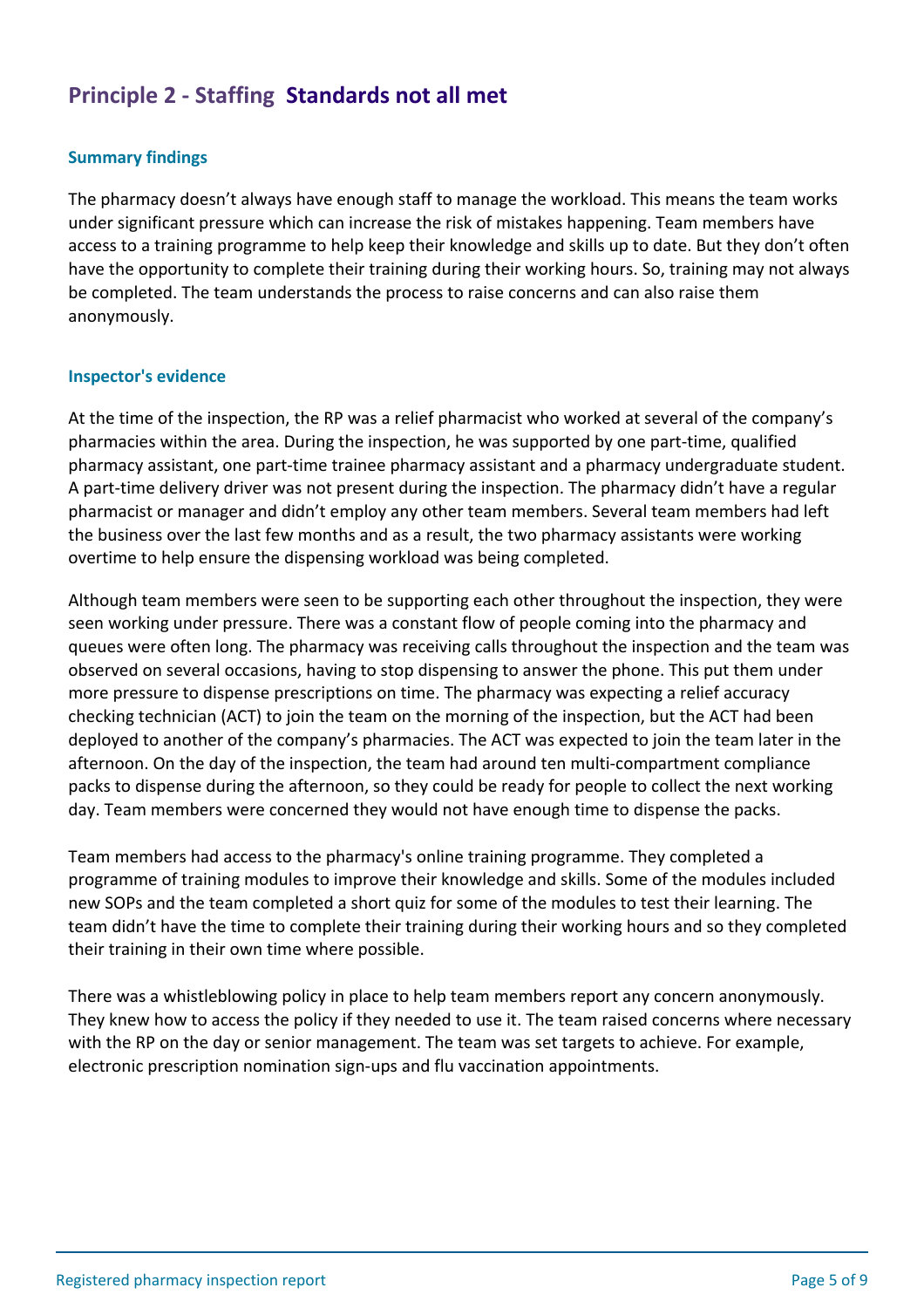## Principle 2 - Staffing Standards not all met

### Summary findings

The pharmacy doesn't always have enough staff to manage the workload. This means the team works under significant pressure which can increase the risk of mistakes happening. Team members have access to a training programme to help keep their knowledge and skills up to date. But they don't often have the opportunity to complete their training during their working hours. So, training may not always be completed. The team understands the process to raise concerns and can also raise them anonymously.

### Inspector's evidence

At the time of the inspection, the RP was a relief pharmacist who worked at several of the company's pharmacies within the area. During the inspection, he was supported by one part-time, qualified pharmacy assistant, one part-time trainee pharmacy assistant and a pharmacy undergraduate student. A part-time delivery driver was not present during the inspection. The pharmacy didn't have a regular pharmacist or manager and didn't employ any other team members. Several team members had left the business over the last few months and as a result, the two pharmacy assistants were working overtime to help ensure the dispensing workload was being completed.

Although team members were seen to be supporting each other throughout the inspection, they were seen working under pressure. There was a constant flow of people coming into the pharmacy and queues were often long. The pharmacy was receiving calls throughout the inspection and the team was observed on several occasions, having to stop dispensing to answer the phone. This put them under more pressure to dispense prescriptions on time. The pharmacy was expecting a relief accuracy checking technician (ACT) to join the team on the morning of the inspection, but the ACT had been deployed to another of the company's pharmacies. The ACT was expected to join the team later in the afternoon. On the day of the inspection, the team had around ten multi-compartment compliance packs to dispense during the afternoon, so they could be ready for people to collect the next working day. Team members were concerned they would not have enough time to dispense the packs.

Team members had access to the pharmacy's online training programme. They completed a programme of training modules to improve their knowledge and skills. Some of the modules included new SOPs and the team completed a short quiz for some of the modules to test their learning. The team didn't have the time to complete their training during their working hours and so they completed their training in their own time where possible.

There was a whistleblowing policy in place to help team members report any concern anonymously. They knew how to access the policy if they needed to use it. The team raised concerns where necessary with the RP on the day or senior management. The team was set targets to achieve. For example, electronic prescription nomination sign-ups and flu vaccination appointments.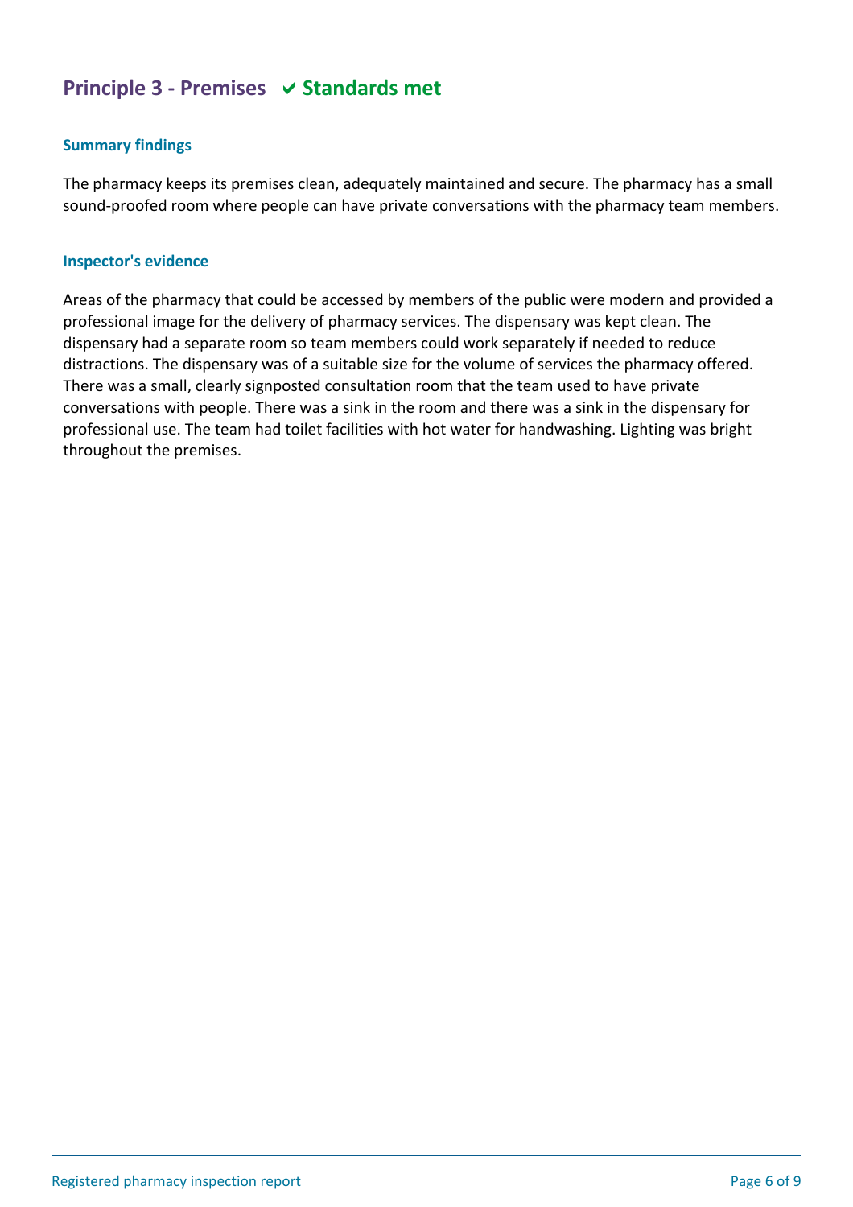## Principle 3 - Premises ✔ Standards met

### Summary findings

The pharmacy keeps its premises clean, adequately maintained and secure. The pharmacy has a small sound-proofed room where people can have private conversations with the pharmacy team members.

### Inspector's evidence

Areas of the pharmacy that could be accessed by members of the public were modern and provided a professional image for the delivery of pharmacy services. The dispensary was kept clean. The dispensary had a separate room so team members could work separately if needed to reduce distractions. The dispensary was of a suitable size for the volume of services the pharmacy offered. There was a small, clearly signposted consultation room that the team used to have private conversations with people. There was a sink in the room and there was a sink in the dispensary for professional use. The team had toilet facilities with hot water for handwashing. Lighting was bright throughout the premises.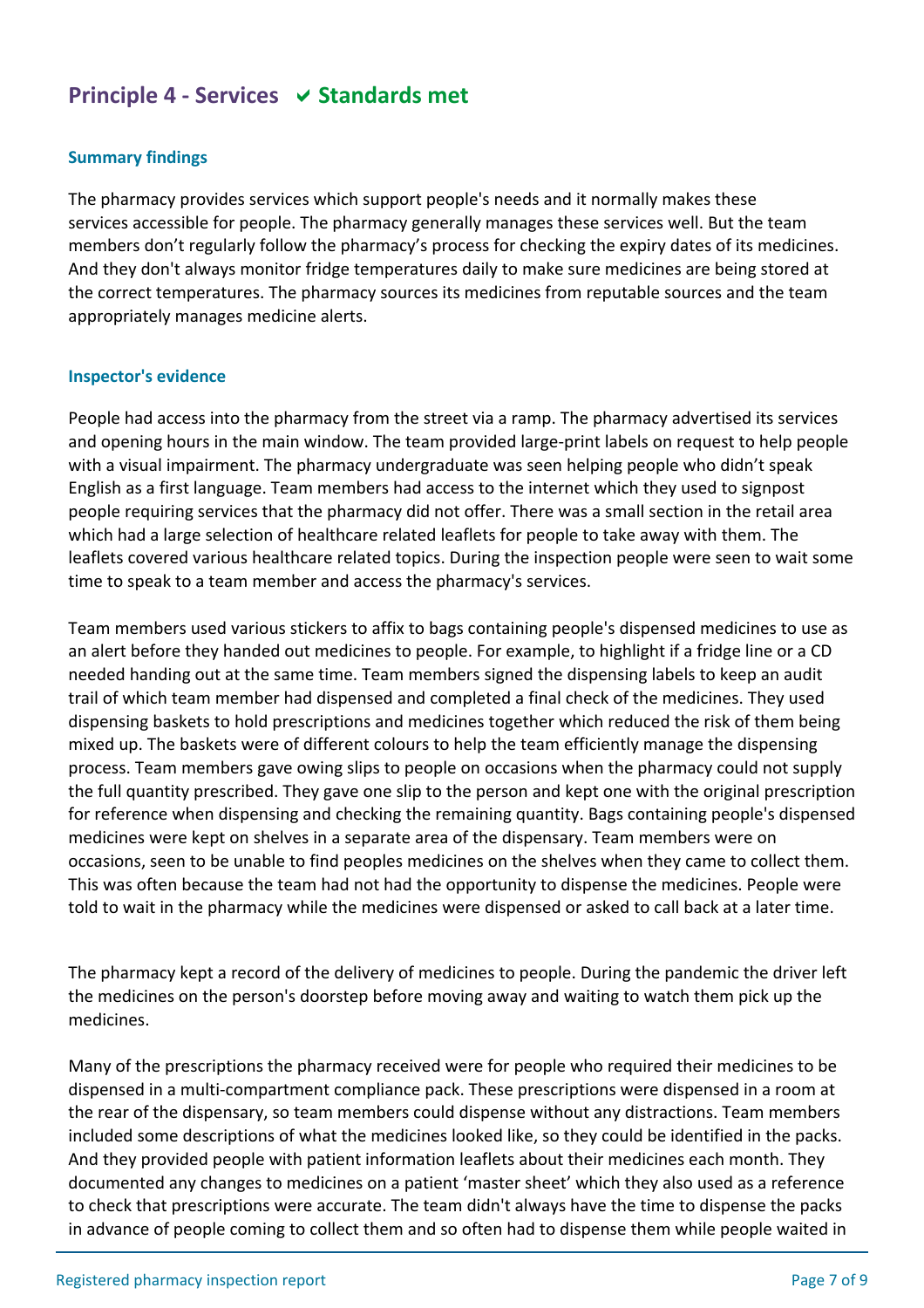## Principle 4 - Services ✔ Standards met

### Summary findings

The pharmacy provides services which support people's needs and it normally makes these services accessible for people. The pharmacy generally manages these services well. But the team members don't regularly follow the pharmacy's process for checking the expiry dates of its medicines. And they don't always monitor fridge temperatures daily to make sure medicines are being stored at the correct temperatures. The pharmacy sources its medicines from reputable sources and the team appropriately manages medicine alerts.

### Inspector's evidence

People had access into the pharmacy from the street via a ramp. The pharmacy advertised its services and opening hours in the main window. The team provided large-print labels on request to help people with a visual impairment. The pharmacy undergraduate was seen helping people who didn't speak English as a first language. Team members had access to the internet which they used to signpost people requiring services that the pharmacy did not offer. There was a small section in the retail area which had a large selection of healthcare related leaflets for people to take away with them. The leaflets covered various healthcare related topics. During the inspection people were seen to wait some time to speak to a team member and access the pharmacy's services.

Team members used various stickers to affix to bags containing people's dispensed medicines to use as an alert before they handed out medicines to people. For example, to highlight if a fridge line or a CD needed handing out at the same time. Team members signed the dispensing labels to keep an audit trail of which team member had dispensed and completed a final check of the medicines. They used dispensing baskets to hold prescriptions and medicines together which reduced the risk of them being mixed up. The baskets were of different colours to help the team efficiently manage the dispensing process. Team members gave owing slips to people on occasions when the pharmacy could not supply the full quantity prescribed. They gave one slip to the person and kept one with the original prescription for reference when dispensing and checking the remaining quantity. Bags containing people's dispensed medicines were kept on shelves in a separate area of the dispensary. Team members were on occasions, seen to be unable to find peoples medicines on the shelves when they came to collect them. This was often because the team had not had the opportunity to dispense the medicines. People were told to wait in the pharmacy while the medicines were dispensed or asked to call back at a later time.

The pharmacy kept a record of the delivery of medicines to people. During the pandemic the driver left the medicines on the person's doorstep before moving away and waiting to watch them pick up the medicines.

Many of the prescriptions the pharmacy received were for people who required their medicines to be dispensed in a multi-compartment compliance pack. These prescriptions were dispensed in a room at the rear of the dispensary, so team members could dispense without any distractions. Team members included some descriptions of what the medicines looked like, so they could be identified in the packs. And they provided people with patient information leaflets about their medicines each month. They documented any changes to medicines on a patient 'master sheet' which they also used as a reference to check that prescriptions were accurate. The team didn't always have the time to dispense the packs in advance of people coming to collect them and so often had to dispense them while people waited in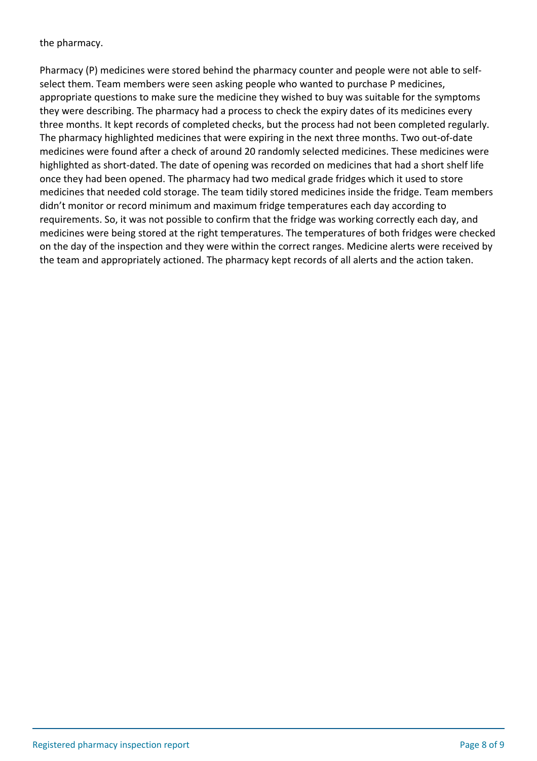the pharmacy.

Pharmacy (P) medicines were stored behind the pharmacy counter and people were not able to self-select them. Team members were seen asking people who wanted to purchase P medicines, appropriate questions to make sure the medicine they wished to buy was suitable for the symptoms they were describing. The pharmacy had a process to check the expiry dates of its medicines every three months. It kept records of completed checks, but the process had not been completed regularly. The pharmacy highlighted medicines that were expiring in the next three months. Two out-of-date medicines were found after a check of around 20 randomly selected medicines. These medicines were highlighted as short-dated. The date of opening was recorded on medicines that had a short shelf life once they had been opened. The pharmacy had two medical grade fridges which it used to store medicines that needed cold storage. The team tidily stored medicines inside the fridge. Team members didn't monitor or record minimum and maximum fridge temperatures each day according to requirements. So, it was not possible to confirm that the fridge was working correctly each day, and medicines were being stored at the right temperatures. The temperatures of both fridges were checked on the day of the inspection and they were within the correct ranges. Medicine alerts were received by the team and appropriately actioned. The pharmacy kept records of all alerts and the action taken.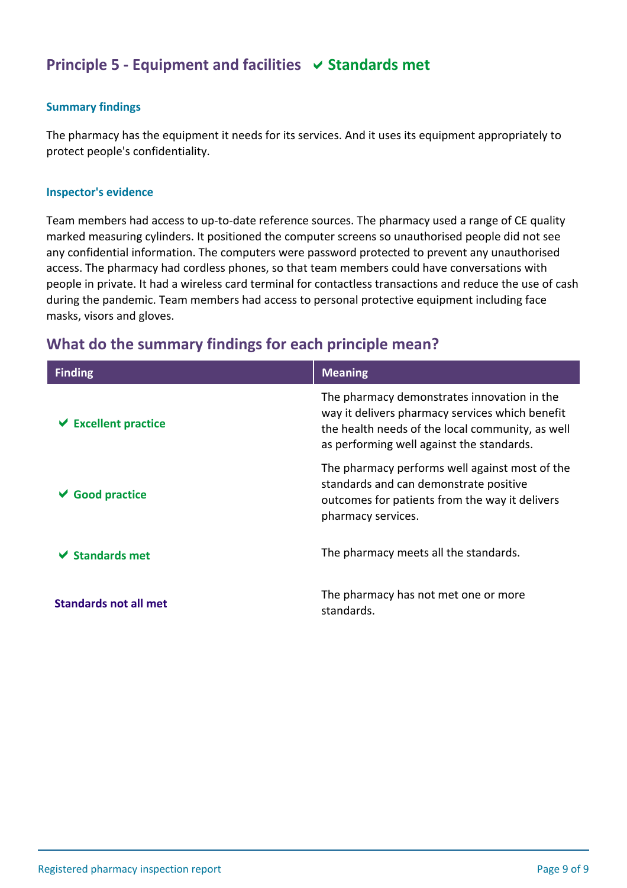## Principle 5 - Equipment and facilities ✔ Standards met

### Summary findings

The pharmacy has the equipment it needs for its services. And it uses its equipment appropriately to protect people's confidentiality.

### Inspector's evidence

Team members had access to up-to-date reference sources. The pharmacy used a range of CE quality marked measuring cylinders. It positioned the computer screens so unauthorised people did not see any confidential information. The computers were password protected to prevent any unauthorised access. The pharmacy had cordless phones, so that team members could have conversations with people in private. It had a wireless card terminal for contactless transactions and reduce the use of cash during the pandemic. Team members had access to personal protective equipment including face masks, visors and gloves.

## What do the summary findings for each principle mean?

| Finding | Meaning |
| --- | --- |
| ✔ Excellent practice | The pharmacy demonstrates innovation in the way it delivers pharmacy services which benefit the health needs of the local community, as well as performing well against the standards. |
| ✔ Good practice | The pharmacy performs well against most of the standards and can demonstrate positive outcomes for patients from the way it delivers pharmacy services. |
| ✔ Standards met | The pharmacy meets all the standards. |
| Standards not all met | The pharmacy has not met one or more standards. |